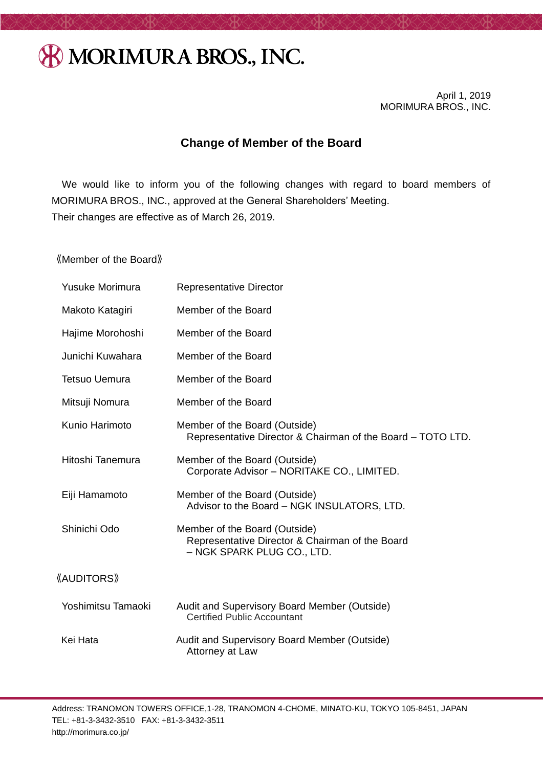# MORIMURA BROS., INC.

April 1, 2019
MORIMURA BROS., INC.

## Change of Member of the Board

We would like to inform you of the following changes with regard to board members of MORIMURA BROS., INC., approved at the General Shareholders' Meeting.
Their changes are effective as of March 26, 2019.

《Member of the Board》

| | |
|---|---|
| Yusuke Morimura | Representative Director |
| Makoto Katagiri | Member of the Board |
| Hajime Morohoshi | Member of the Board |
| Junichi Kuwahara | Member of the Board |
| Tetsuo Uemura | Member of the Board |
| Mitsuji Nomura | Member of the Board |
| Kunio Harimoto | Member of the Board (Outside)<br>Representative Director & Chairman of the Board – TOTO LTD. |
| Hitoshi Tanemura | Member of the Board (Outside)<br>Corporate Advisor – NORITAKE CO., LIMITED. |
| Eiji Hamamoto | Member of the Board (Outside)<br>Advisor to the Board – NGK INSULATORS, LTD. |
| Shinichi Odo | Member of the Board (Outside)<br>Representative Director & Chairman of the Board – NGK SPARK PLUG CO., LTD. |

《AUDITORS》

| | |
|---|---|
| Yoshimitsu Tamaoki | Audit and Supervisory Board Member (Outside)<br>Certified Public Accountant |
| Kei Hata | Audit and Supervisory Board Member (Outside)<br>Attorney at Law |

Address: TRANOMON TOWERS OFFICE,1-28, TRANOMON 4-CHOME, MINATO-KU, TOKYO 105-8451, JAPAN
TEL: +81-3-3432-3510 FAX: +81-3-3432-3511
http://morimura.co.jp/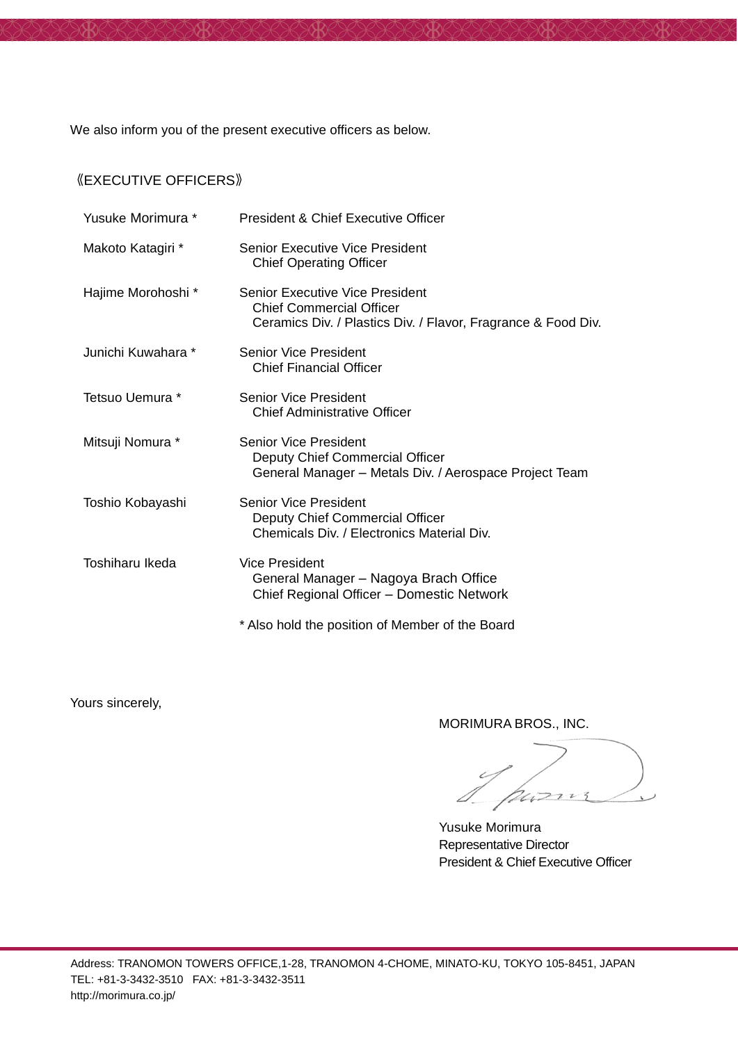We also inform you of the present executive officers as below.

《EXECUTIVE OFFICERS》

| | |
|---|---|
| Yusuke Morimura * | President & Chief Executive Officer |
| Makoto Katagiri * | Senior Executive Vice President<br>Chief Operating Officer |
| Hajime Morohoshi * | Senior Executive Vice President<br>Chief Commercial Officer<br>Ceramics Div. / Plastics Div. / Flavor, Fragrance & Food Div. |
| Junichi Kuwahara * | Senior Vice President<br>Chief Financial Officer |
| Tetsuo Uemura * | Senior Vice President<br>Chief Administrative Officer |
| Mitsuji Nomura * | Senior Vice President<br>Deputy Chief Commercial Officer<br>General Manager – Metals Div. / Aerospace Project Team |
| Toshio Kobayashi | Senior Vice President<br>Deputy Chief Commercial Officer<br>Chemicals Div. / Electronics Material Div. |
| Toshiharu Ikeda | Vice President<br>General Manager – Nagoya Brach Office<br>Chief Regional Officer – Domestic Network |

* Also hold the position of Member of the Board

Yours sincerely,

MORIMURA BROS., INC.

Yusuke Morimura
Representative Director
President & Chief Executive Officer

Address: TRANOMON TOWERS OFFICE,1-28, TRANOMON 4-CHOME, MINATO-KU, TOKYO 105-8451, JAPAN
TEL: +81-3-3432-3510 FAX: +81-3-3432-3511
http://morimura.co.jp/